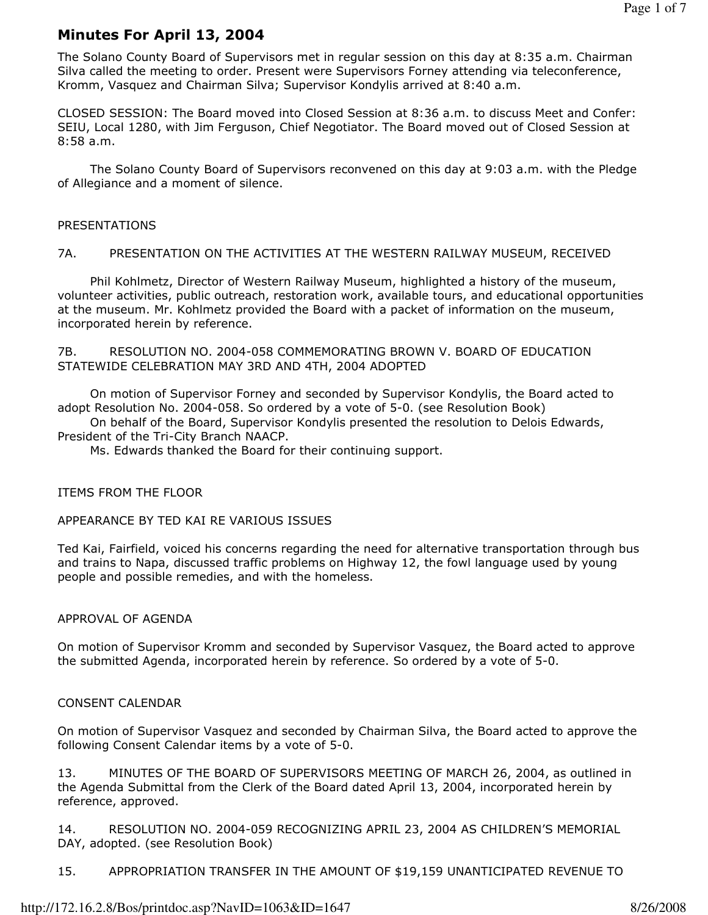# Minutes For April 13, 2004

The Solano County Board of Supervisors met in regular session on this day at 8:35 a.m. Chairman Silva called the meeting to order. Present were Supervisors Forney attending via teleconference, Kromm, Vasquez and Chairman Silva; Supervisor Kondylis arrived at 8:40 a.m.

CLOSED SESSION: The Board moved into Closed Session at 8:36 a.m. to discuss Meet and Confer: SEIU, Local 1280, with Jim Ferguson, Chief Negotiator. The Board moved out of Closed Session at 8:58 a.m.

The Solano County Board of Supervisors reconvened on this day at 9:03 a.m. with the Pledge of Allegiance and a moment of silence.

PRESENTATIONS

7A. PRESENTATION ON THE ACTIVITIES AT THE WESTERN RAILWAY MUSEUM, RECEIVED

Phil Kohlmetz, Director of Western Railway Museum, highlighted a history of the museum, volunteer activities, public outreach, restoration work, available tours, and educational opportunities at the museum. Mr. Kohlmetz provided the Board with a packet of information on the museum, incorporated herein by reference.

7B. RESOLUTION NO. 2004-058 COMMEMORATING BROWN V. BOARD OF EDUCATION STATEWIDE CELEBRATION MAY 3RD AND 4TH, 2004 ADOPTED

On motion of Supervisor Forney and seconded by Supervisor Kondylis, the Board acted to adopt Resolution No. 2004-058. So ordered by a vote of 5-0. (see Resolution Book)

On behalf of the Board, Supervisor Kondylis presented the resolution to Delois Edwards, President of the Tri-City Branch NAACP.

Ms. Edwards thanked the Board for their continuing support.

ITEMS FROM THE FLOOR

APPEARANCE BY TED KAI RE VARIOUS ISSUES

Ted Kai, Fairfield, voiced his concerns regarding the need for alternative transportation through bus and trains to Napa, discussed traffic problems on Highway 12, the fowl language used by young people and possible remedies, and with the homeless.

APPROVAL OF AGENDA

On motion of Supervisor Kromm and seconded by Supervisor Vasquez, the Board acted to approve the submitted Agenda, incorporated herein by reference. So ordered by a vote of 5-0.

CONSENT CALENDAR

On motion of Supervisor Vasquez and seconded by Chairman Silva, the Board acted to approve the following Consent Calendar items by a vote of 5-0.

13. MINUTES OF THE BOARD OF SUPERVISORS MEETING OF MARCH 26, 2004, as outlined in the Agenda Submittal from the Clerk of the Board dated April 13, 2004, incorporated herein by reference, approved.

14. RESOLUTION NO. 2004-059 RECOGNIZING APRIL 23, 2004 AS CHILDREN'S MEMORIAL DAY, adopted. (see Resolution Book)

15. APPROPRIATION TRANSFER IN THE AMOUNT OF $19,159 UNANTICIPATED REVENUE TO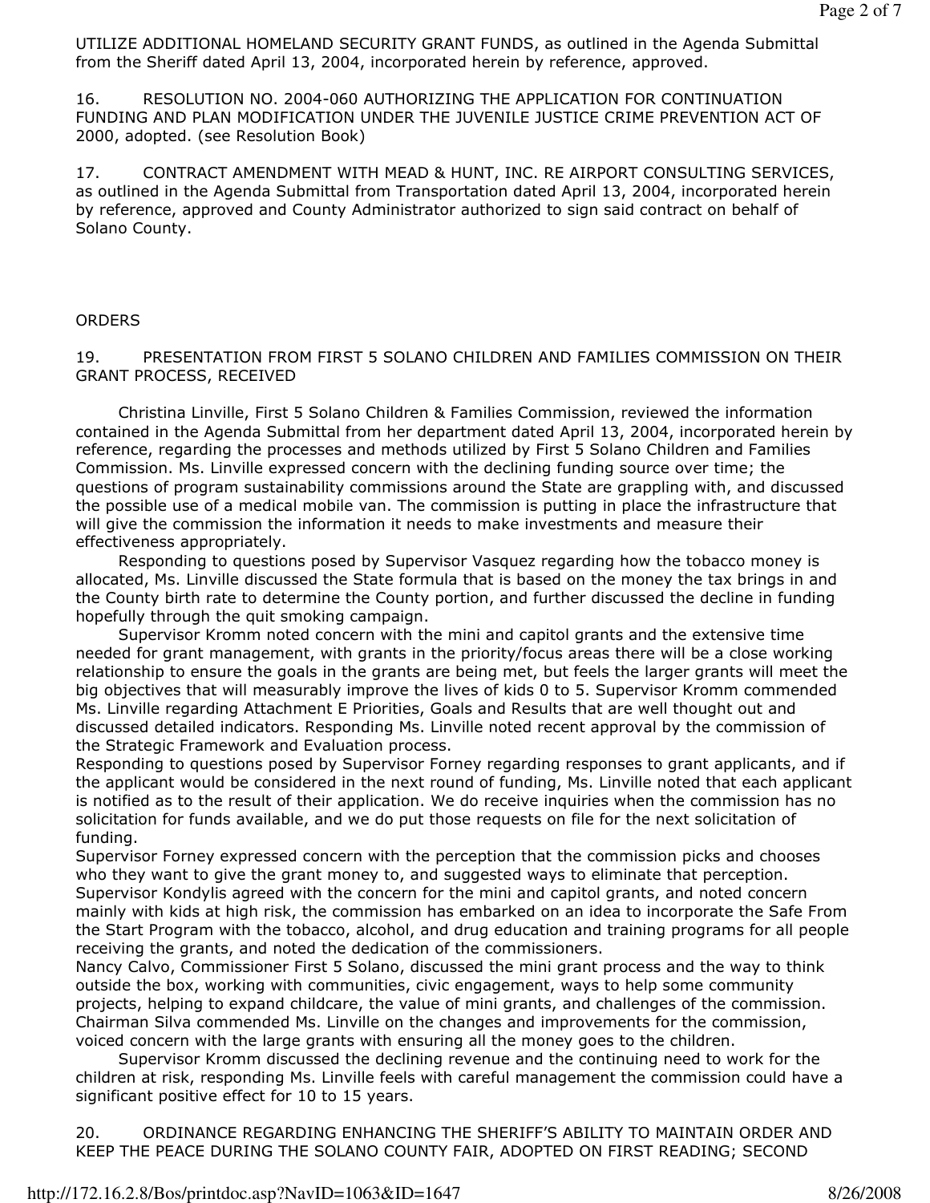UTILIZE ADDITIONAL HOMELAND SECURITY GRANT FUNDS, as outlined in the Agenda Submittal from the Sheriff dated April 13, 2004, incorporated herein by reference, approved.

16. RESOLUTION NO. 2004-060 AUTHORIZING THE APPLICATION FOR CONTINUATION FUNDING AND PLAN MODIFICATION UNDER THE JUVENILE JUSTICE CRIME PREVENTION ACT OF 2000, adopted. (see Resolution Book)

17. CONTRACT AMENDMENT WITH MEAD & HUNT, INC. RE AIRPORT CONSULTING SERVICES, as outlined in the Agenda Submittal from Transportation dated April 13, 2004, incorporated herein by reference, approved and County Administrator authorized to sign said contract on behalf of Solano County.

ORDERS

19. PRESENTATION FROM FIRST 5 SOLANO CHILDREN AND FAMILIES COMMISSION ON THEIR GRANT PROCESS, RECEIVED

Christina Linville, First 5 Solano Children & Families Commission, reviewed the information contained in the Agenda Submittal from her department dated April 13, 2004, incorporated herein by reference, regarding the processes and methods utilized by First 5 Solano Children and Families Commission. Ms. Linville expressed concern with the declining funding source over time; the questions of program sustainability commissions around the State are grappling with, and discussed the possible use of a medical mobile van. The commission is putting in place the infrastructure that will give the commission the information it needs to make investments and measure their effectiveness appropriately.

Responding to questions posed by Supervisor Vasquez regarding how the tobacco money is allocated, Ms. Linville discussed the State formula that is based on the money the tax brings in and the County birth rate to determine the County portion, and further discussed the decline in funding hopefully through the quit smoking campaign.

Supervisor Kromm noted concern with the mini and capitol grants and the extensive time needed for grant management, with grants in the priority/focus areas there will be a close working relationship to ensure the goals in the grants are being met, but feels the larger grants will meet the big objectives that will measurably improve the lives of kids 0 to 5. Supervisor Kromm commended Ms. Linville regarding Attachment E Priorities, Goals and Results that are well thought out and discussed detailed indicators. Responding Ms. Linville noted recent approval by the commission of the Strategic Framework and Evaluation process.

Responding to questions posed by Supervisor Forney regarding responses to grant applicants, and if the applicant would be considered in the next round of funding, Ms. Linville noted that each applicant is notified as to the result of their application. We do receive inquiries when the commission has no solicitation for funds available, and we do put those requests on file for the next solicitation of funding.

Supervisor Forney expressed concern with the perception that the commission picks and chooses who they want to give the grant money to, and suggested ways to eliminate that perception.

Supervisor Kondylis agreed with the concern for the mini and capitol grants, and noted concern mainly with kids at high risk, the commission has embarked on an idea to incorporate the Safe From the Start Program with the tobacco, alcohol, and drug education and training programs for all people receiving the grants, and noted the dedication of the commissioners.

Nancy Calvo, Commissioner First 5 Solano, discussed the mini grant process and the way to think outside the box, working with communities, civic engagement, ways to help some community projects, helping to expand childcare, the value of mini grants, and challenges of the commission.

Chairman Silva commended Ms. Linville on the changes and improvements for the commission, voiced concern with the large grants with ensuring all the money goes to the children.

Supervisor Kromm discussed the declining revenue and the continuing need to work for the children at risk, responding Ms. Linville feels with careful management the commission could have a significant positive effect for 10 to 15 years.

20. ORDINANCE REGARDING ENHANCING THE SHERIFF'S ABILITY TO MAINTAIN ORDER AND KEEP THE PEACE DURING THE SOLANO COUNTY FAIR, ADOPTED ON FIRST READING; SECOND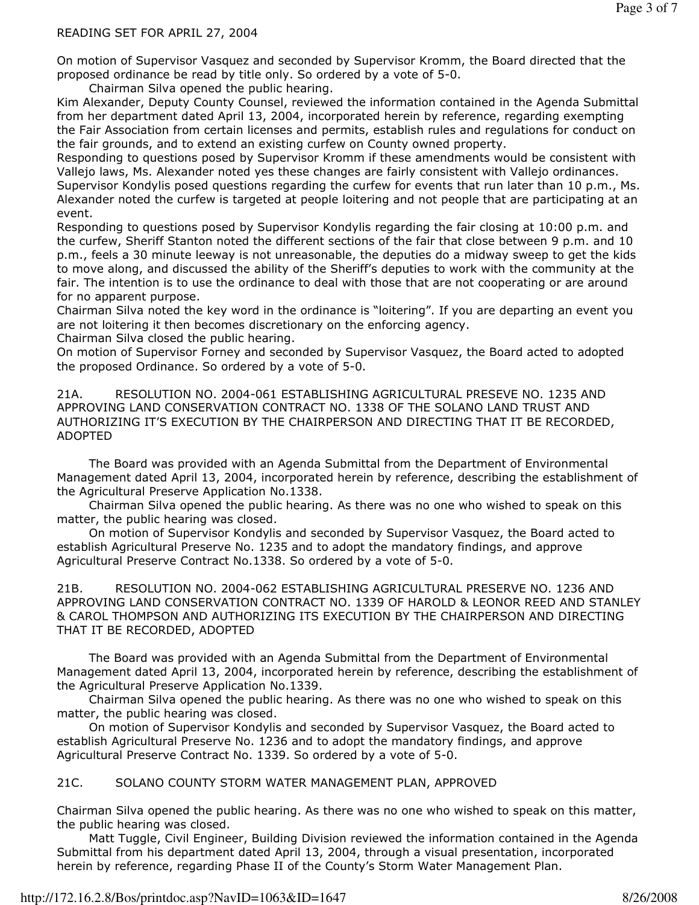READING SET FOR APRIL 27, 2004

On motion of Supervisor Vasquez and seconded by Supervisor Kromm, the Board directed that the proposed ordinance be read by title only. So ordered by a vote of 5-0.

Chairman Silva opened the public hearing.

Kim Alexander, Deputy County Counsel, reviewed the information contained in the Agenda Submittal from her department dated April 13, 2004, incorporated herein by reference, regarding exempting the Fair Association from certain licenses and permits, establish rules and regulations for conduct on the fair grounds, and to extend an existing curfew on County owned property.

Responding to questions posed by Supervisor Kromm if these amendments would be consistent with Vallejo laws, Ms. Alexander noted yes these changes are fairly consistent with Vallejo ordinances.

Supervisor Kondylis posed questions regarding the curfew for events that run later than 10 p.m., Ms. Alexander noted the curfew is targeted at people loitering and not people that are participating at an event.

Responding to questions posed by Supervisor Kondylis regarding the fair closing at 10:00 p.m. and the curfew, Sheriff Stanton noted the different sections of the fair that close between 9 p.m. and 10 p.m., feels a 30 minute leeway is not unreasonable, the deputies do a midway sweep to get the kids to move along, and discussed the ability of the Sheriff's deputies to work with the community at the fair. The intention is to use the ordinance to deal with those that are not cooperating or are around for no apparent purpose.

Chairman Silva noted the key word in the ordinance is "loitering". If you are departing an event you are not loitering it then becomes discretionary on the enforcing agency.

Chairman Silva closed the public hearing.

On motion of Supervisor Forney and seconded by Supervisor Vasquez, the Board acted to adopted the proposed Ordinance. So ordered by a vote of 5-0.

21A. RESOLUTION NO. 2004-061 ESTABLISHING AGRICULTURAL PRESEVE NO. 1235 AND APPROVING LAND CONSERVATION CONTRACT NO. 1338 OF THE SOLANO LAND TRUST AND AUTHORIZING IT'S EXECUTION BY THE CHAIRPERSON AND DIRECTING THAT IT BE RECORDED, ADOPTED

The Board was provided with an Agenda Submittal from the Department of Environmental Management dated April 13, 2004, incorporated herein by reference, describing the establishment of the Agricultural Preserve Application No.1338.

Chairman Silva opened the public hearing. As there was no one who wished to speak on this matter, the public hearing was closed.

On motion of Supervisor Kondylis and seconded by Supervisor Vasquez, the Board acted to establish Agricultural Preserve No. 1235 and to adopt the mandatory findings, and approve Agricultural Preserve Contract No.1338. So ordered by a vote of 5-0.

21B. RESOLUTION NO. 2004-062 ESTABLISHING AGRICULTURAL PRESERVE NO. 1236 AND APPROVING LAND CONSERVATION CONTRACT NO. 1339 OF HAROLD & LEONOR REED AND STANLEY & CAROL THOMPSON AND AUTHORIZING ITS EXECUTION BY THE CHAIRPERSON AND DIRECTING THAT IT BE RECORDED, ADOPTED

The Board was provided with an Agenda Submittal from the Department of Environmental Management dated April 13, 2004, incorporated herein by reference, describing the establishment of the Agricultural Preserve Application No.1339.

Chairman Silva opened the public hearing. As there was no one who wished to speak on this matter, the public hearing was closed.

On motion of Supervisor Kondylis and seconded by Supervisor Vasquez, the Board acted to establish Agricultural Preserve No. 1236 and to adopt the mandatory findings, and approve Agricultural Preserve Contract No. 1339. So ordered by a vote of 5-0.

21C. SOLANO COUNTY STORM WATER MANAGEMENT PLAN, APPROVED

Chairman Silva opened the public hearing. As there was no one who wished to speak on this matter, the public hearing was closed.

Matt Tuggle, Civil Engineer, Building Division reviewed the information contained in the Agenda Submittal from his department dated April 13, 2004, through a visual presentation, incorporated herein by reference, regarding Phase II of the County's Storm Water Management Plan.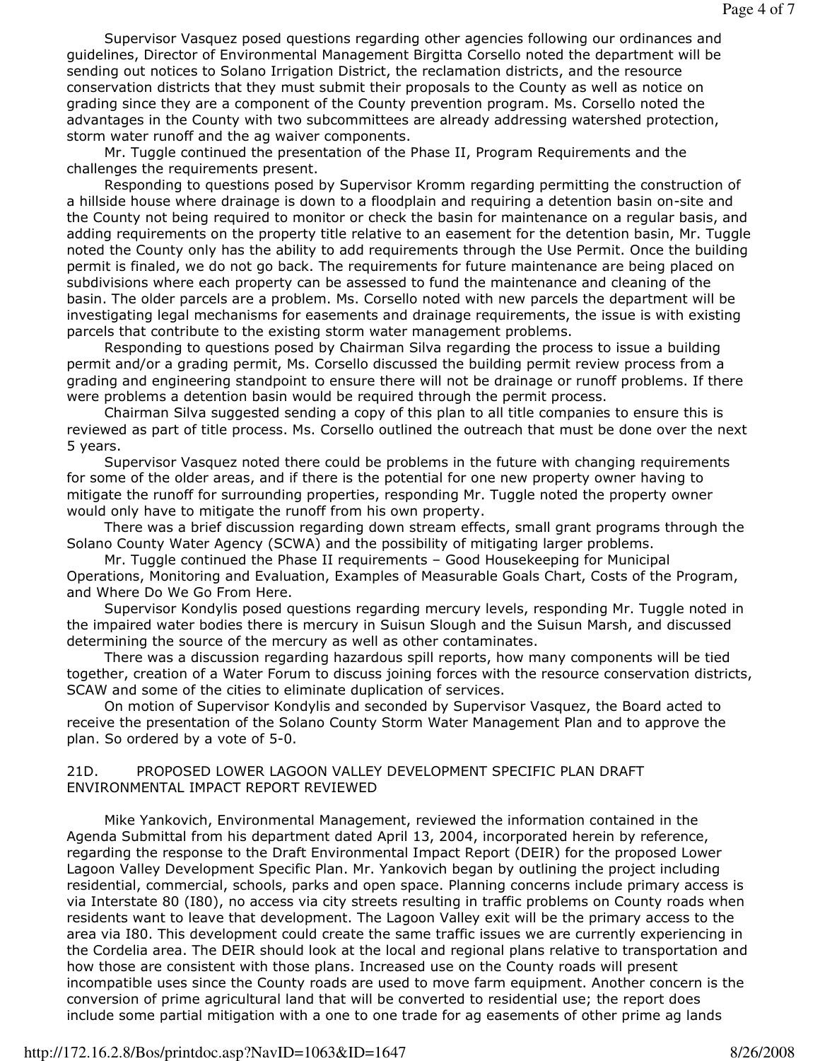Supervisor Vasquez posed questions regarding other agencies following our ordinances and guidelines, Director of Environmental Management Birgitta Corsello noted the department will be sending out notices to Solano Irrigation District, the reclamation districts, and the resource conservation districts that they must submit their proposals to the County as well as notice on grading since they are a component of the County prevention program. Ms. Corsello noted the advantages in the County with two subcommittees are already addressing watershed protection, storm water runoff and the ag waiver components.

Mr. Tuggle continued the presentation of the Phase II, Program Requirements and the challenges the requirements present.

Responding to questions posed by Supervisor Kromm regarding permitting the construction of a hillside house where drainage is down to a floodplain and requiring a detention basin on-site and the County not being required to monitor or check the basin for maintenance on a regular basis, and adding requirements on the property title relative to an easement for the detention basin, Mr. Tuggle noted the County only has the ability to add requirements through the Use Permit. Once the building permit is finaled, we do not go back. The requirements for future maintenance are being placed on subdivisions where each property can be assessed to fund the maintenance and cleaning of the basin. The older parcels are a problem. Ms. Corsello noted with new parcels the department will be investigating legal mechanisms for easements and drainage requirements, the issue is with existing parcels that contribute to the existing storm water management problems.

Responding to questions posed by Chairman Silva regarding the process to issue a building permit and/or a grading permit, Ms. Corsello discussed the building permit review process from a grading and engineering standpoint to ensure there will not be drainage or runoff problems. If there were problems a detention basin would be required through the permit process.

Chairman Silva suggested sending a copy of this plan to all title companies to ensure this is reviewed as part of title process. Ms. Corsello outlined the outreach that must be done over the next 5 years.

Supervisor Vasquez noted there could be problems in the future with changing requirements for some of the older areas, and if there is the potential for one new property owner having to mitigate the runoff for surrounding properties, responding Mr. Tuggle noted the property owner would only have to mitigate the runoff from his own property.

There was a brief discussion regarding down stream effects, small grant programs through the Solano County Water Agency (SCWA) and the possibility of mitigating larger problems.

Mr. Tuggle continued the Phase II requirements – Good Housekeeping for Municipal Operations, Monitoring and Evaluation, Examples of Measurable Goals Chart, Costs of the Program, and Where Do We Go From Here.

Supervisor Kondylis posed questions regarding mercury levels, responding Mr. Tuggle noted in the impaired water bodies there is mercury in Suisun Slough and the Suisun Marsh, and discussed determining the source of the mercury as well as other contaminates.

There was a discussion regarding hazardous spill reports, how many components will be tied together, creation of a Water Forum to discuss joining forces with the resource conservation districts, SCAW and some of the cities to eliminate duplication of services.

On motion of Supervisor Kondylis and seconded by Supervisor Vasquez, the Board acted to receive the presentation of the Solano County Storm Water Management Plan and to approve the plan. So ordered by a vote of 5-0.

## 21D. PROPOSED LOWER LAGOON VALLEY DEVELOPMENT SPECIFIC PLAN DRAFT ENVIRONMENTAL IMPACT REPORT REVIEWED

Mike Yankovich, Environmental Management, reviewed the information contained in the Agenda Submittal from his department dated April 13, 2004, incorporated herein by reference, regarding the response to the Draft Environmental Impact Report (DEIR) for the proposed Lower Lagoon Valley Development Specific Plan. Mr. Yankovich began by outlining the project including residential, commercial, schools, parks and open space. Planning concerns include primary access is via Interstate 80 (I80), no access via city streets resulting in traffic problems on County roads when residents want to leave that development. The Lagoon Valley exit will be the primary access to the area via I80. This development could create the same traffic issues we are currently experiencing in the Cordelia area. The DEIR should look at the local and regional plans relative to transportation and how those are consistent with those plans. Increased use on the County roads will present incompatible uses since the County roads are used to move farm equipment. Another concern is the conversion of prime agricultural land that will be converted to residential use; the report does include some partial mitigation with a one to one trade for ag easements of other prime ag lands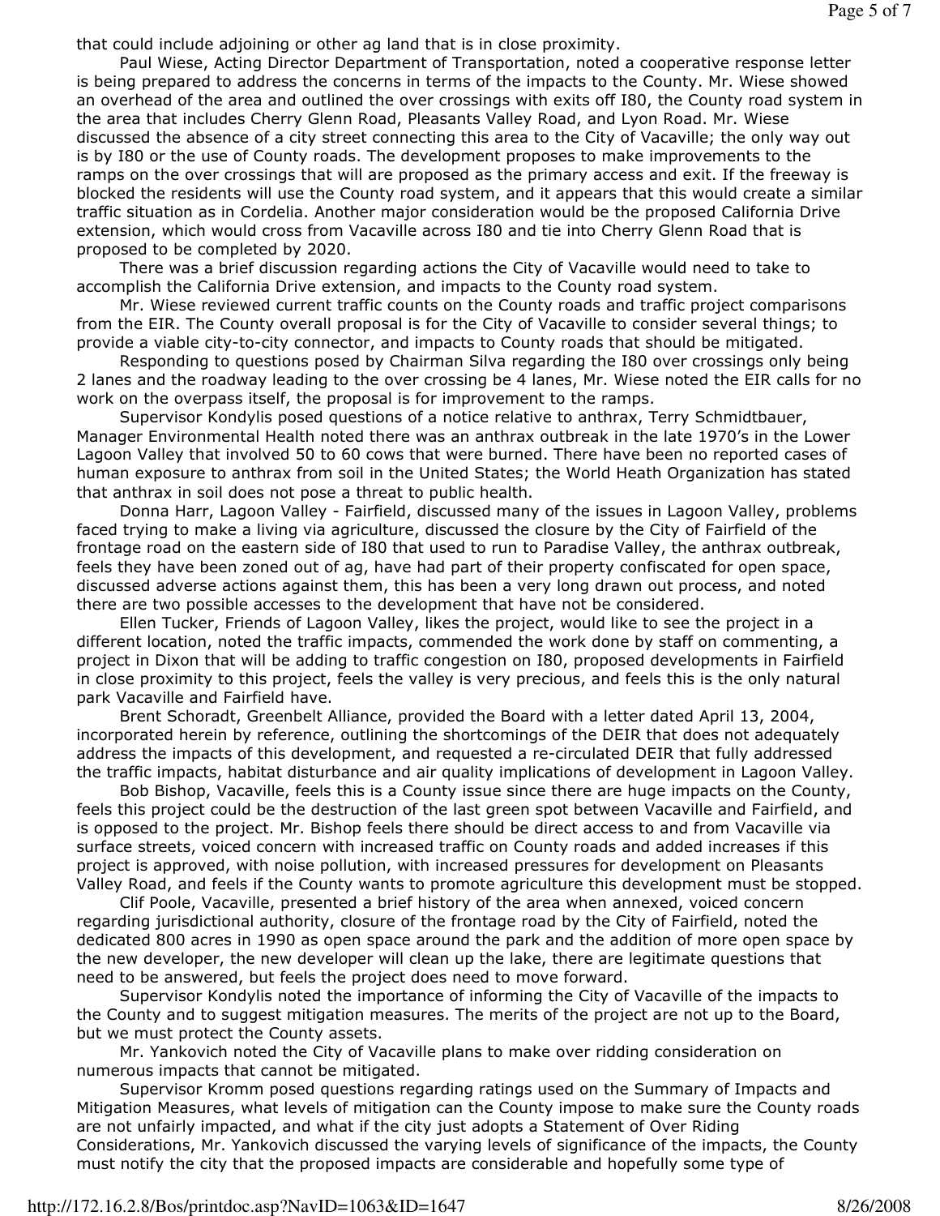that could include adjoining or other ag land that is in close proximity.

Paul Wiese, Acting Director Department of Transportation, noted a cooperative response letter is being prepared to address the concerns in terms of the impacts to the County. Mr. Wiese showed an overhead of the area and outlined the over crossings with exits off I80, the County road system in the area that includes Cherry Glenn Road, Pleasants Valley Road, and Lyon Road. Mr. Wiese discussed the absence of a city street connecting this area to the City of Vacaville; the only way out is by I80 or the use of County roads. The development proposes to make improvements to the ramps on the over crossings that will are proposed as the primary access and exit. If the freeway is blocked the residents will use the County road system, and it appears that this would create a similar traffic situation as in Cordelia. Another major consideration would be the proposed California Drive extension, which would cross from Vacaville across I80 and tie into Cherry Glenn Road that is proposed to be completed by 2020.

There was a brief discussion regarding actions the City of Vacaville would need to take to accomplish the California Drive extension, and impacts to the County road system.

Mr. Wiese reviewed current traffic counts on the County roads and traffic project comparisons from the EIR. The County overall proposal is for the City of Vacaville to consider several things; to provide a viable city-to-city connector, and impacts to County roads that should be mitigated.

Responding to questions posed by Chairman Silva regarding the I80 over crossings only being 2 lanes and the roadway leading to the over crossing be 4 lanes, Mr. Wiese noted the EIR calls for no work on the overpass itself, the proposal is for improvement to the ramps.

Supervisor Kondylis posed questions of a notice relative to anthrax, Terry Schmidtbauer, Manager Environmental Health noted there was an anthrax outbreak in the late 1970's in the Lower Lagoon Valley that involved 50 to 60 cows that were burned. There have been no reported cases of human exposure to anthrax from soil in the United States; the World Heath Organization has stated that anthrax in soil does not pose a threat to public health.

Donna Harr, Lagoon Valley - Fairfield, discussed many of the issues in Lagoon Valley, problems faced trying to make a living via agriculture, discussed the closure by the City of Fairfield of the frontage road on the eastern side of I80 that used to run to Paradise Valley, the anthrax outbreak, feels they have been zoned out of ag, have had part of their property confiscated for open space, discussed adverse actions against them, this has been a very long drawn out process, and noted there are two possible accesses to the development that have not be considered.

Ellen Tucker, Friends of Lagoon Valley, likes the project, would like to see the project in a different location, noted the traffic impacts, commended the work done by staff on commenting, a project in Dixon that will be adding to traffic congestion on I80, proposed developments in Fairfield in close proximity to this project, feels the valley is very precious, and feels this is the only natural park Vacaville and Fairfield have.

Brent Schoradt, Greenbelt Alliance, provided the Board with a letter dated April 13, 2004, incorporated herein by reference, outlining the shortcomings of the DEIR that does not adequately address the impacts of this development, and requested a re-circulated DEIR that fully addressed the traffic impacts, habitat disturbance and air quality implications of development in Lagoon Valley.

Bob Bishop, Vacaville, feels this is a County issue since there are huge impacts on the County, feels this project could be the destruction of the last green spot between Vacaville and Fairfield, and is opposed to the project. Mr. Bishop feels there should be direct access to and from Vacaville via surface streets, voiced concern with increased traffic on County roads and added increases if this project is approved, with noise pollution, with increased pressures for development on Pleasants Valley Road, and feels if the County wants to promote agriculture this development must be stopped.

Clif Poole, Vacaville, presented a brief history of the area when annexed, voiced concern regarding jurisdictional authority, closure of the frontage road by the City of Fairfield, noted the dedicated 800 acres in 1990 as open space around the park and the addition of more open space by the new developer, the new developer will clean up the lake, there are legitimate questions that need to be answered, but feels the project does need to move forward.

Supervisor Kondylis noted the importance of informing the City of Vacaville of the impacts to the County and to suggest mitigation measures. The merits of the project are not up to the Board, but we must protect the County assets.

Mr. Yankovich noted the City of Vacaville plans to make over ridding consideration on numerous impacts that cannot be mitigated.

Supervisor Kromm posed questions regarding ratings used on the Summary of Impacts and Mitigation Measures, what levels of mitigation can the County impose to make sure the County roads are not unfairly impacted, and what if the city just adopts a Statement of Over Riding Considerations, Mr. Yankovich discussed the varying levels of significance of the impacts, the County must notify the city that the proposed impacts are considerable and hopefully some type of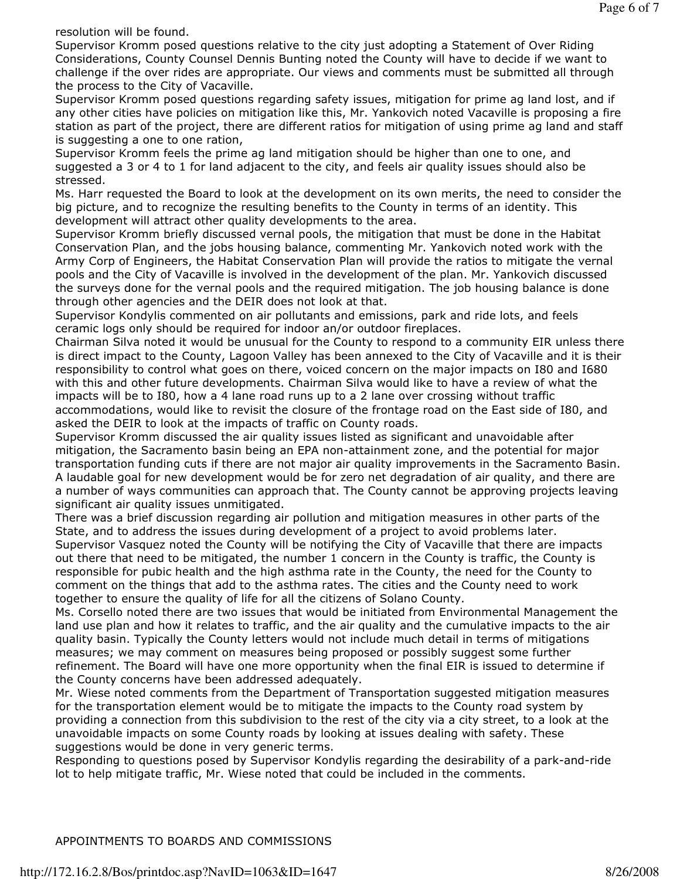resolution will be found.

Supervisor Kromm posed questions relative to the city just adopting a Statement of Over Riding Considerations, County Counsel Dennis Bunting noted the County will have to decide if we want to challenge if the over rides are appropriate. Our views and comments must be submitted all through the process to the City of Vacaville.

Supervisor Kromm posed questions regarding safety issues, mitigation for prime ag land lost, and if any other cities have policies on mitigation like this, Mr. Yankovich noted Vacaville is proposing a fire station as part of the project, there are different ratios for mitigation of using prime ag land and staff is suggesting a one to one ration,

Supervisor Kromm feels the prime ag land mitigation should be higher than one to one, and suggested a 3 or 4 to 1 for land adjacent to the city, and feels air quality issues should also be stressed.

Ms. Harr requested the Board to look at the development on its own merits, the need to consider the big picture, and to recognize the resulting benefits to the County in terms of an identity. This development will attract other quality developments to the area.

Supervisor Kromm briefly discussed vernal pools, the mitigation that must be done in the Habitat Conservation Plan, and the jobs housing balance, commenting Mr. Yankovich noted work with the Army Corp of Engineers, the Habitat Conservation Plan will provide the ratios to mitigate the vernal pools and the City of Vacaville is involved in the development of the plan. Mr. Yankovich discussed the surveys done for the vernal pools and the required mitigation. The job housing balance is done through other agencies and the DEIR does not look at that.

Supervisor Kondylis commented on air pollutants and emissions, park and ride lots, and feels ceramic logs only should be required for indoor an/or outdoor fireplaces.

Chairman Silva noted it would be unusual for the County to respond to a community EIR unless there is direct impact to the County, Lagoon Valley has been annexed to the City of Vacaville and it is their responsibility to control what goes on there, voiced concern on the major impacts on I80 and I680 with this and other future developments. Chairman Silva would like to have a review of what the impacts will be to I80, how a 4 lane road runs up to a 2 lane over crossing without traffic accommodations, would like to revisit the closure of the frontage road on the East side of I80, and asked the DEIR to look at the impacts of traffic on County roads.

Supervisor Kromm discussed the air quality issues listed as significant and unavoidable after mitigation, the Sacramento basin being an EPA non-attainment zone, and the potential for major transportation funding cuts if there are not major air quality improvements in the Sacramento Basin. A laudable goal for new development would be for zero net degradation of air quality, and there are a number of ways communities can approach that. The County cannot be approving projects leaving significant air quality issues unmitigated.

There was a brief discussion regarding air pollution and mitigation measures in other parts of the State, and to address the issues during development of a project to avoid problems later.

Supervisor Vasquez noted the County will be notifying the City of Vacaville that there are impacts out there that need to be mitigated, the number 1 concern in the County is traffic, the County is responsible for pubic health and the high asthma rate in the County, the need for the County to comment on the things that add to the asthma rates. The cities and the County need to work together to ensure the quality of life for all the citizens of Solano County.

Ms. Corsello noted there are two issues that would be initiated from Environmental Management the land use plan and how it relates to traffic, and the air quality and the cumulative impacts to the air quality basin. Typically the County letters would not include much detail in terms of mitigations measures; we may comment on measures being proposed or possibly suggest some further refinement. The Board will have one more opportunity when the final EIR is issued to determine if the County concerns have been addressed adequately.

Mr. Wiese noted comments from the Department of Transportation suggested mitigation measures for the transportation element would be to mitigate the impacts to the County road system by providing a connection from this subdivision to the rest of the city via a city street, to a look at the unavoidable impacts on some County roads by looking at issues dealing with safety. These suggestions would be done in very generic terms.

Responding to questions posed by Supervisor Kondylis regarding the desirability of a park-and-ride lot to help mitigate traffic, Mr. Wiese noted that could be included in the comments.

APPOINTMENTS TO BOARDS AND COMMISSIONS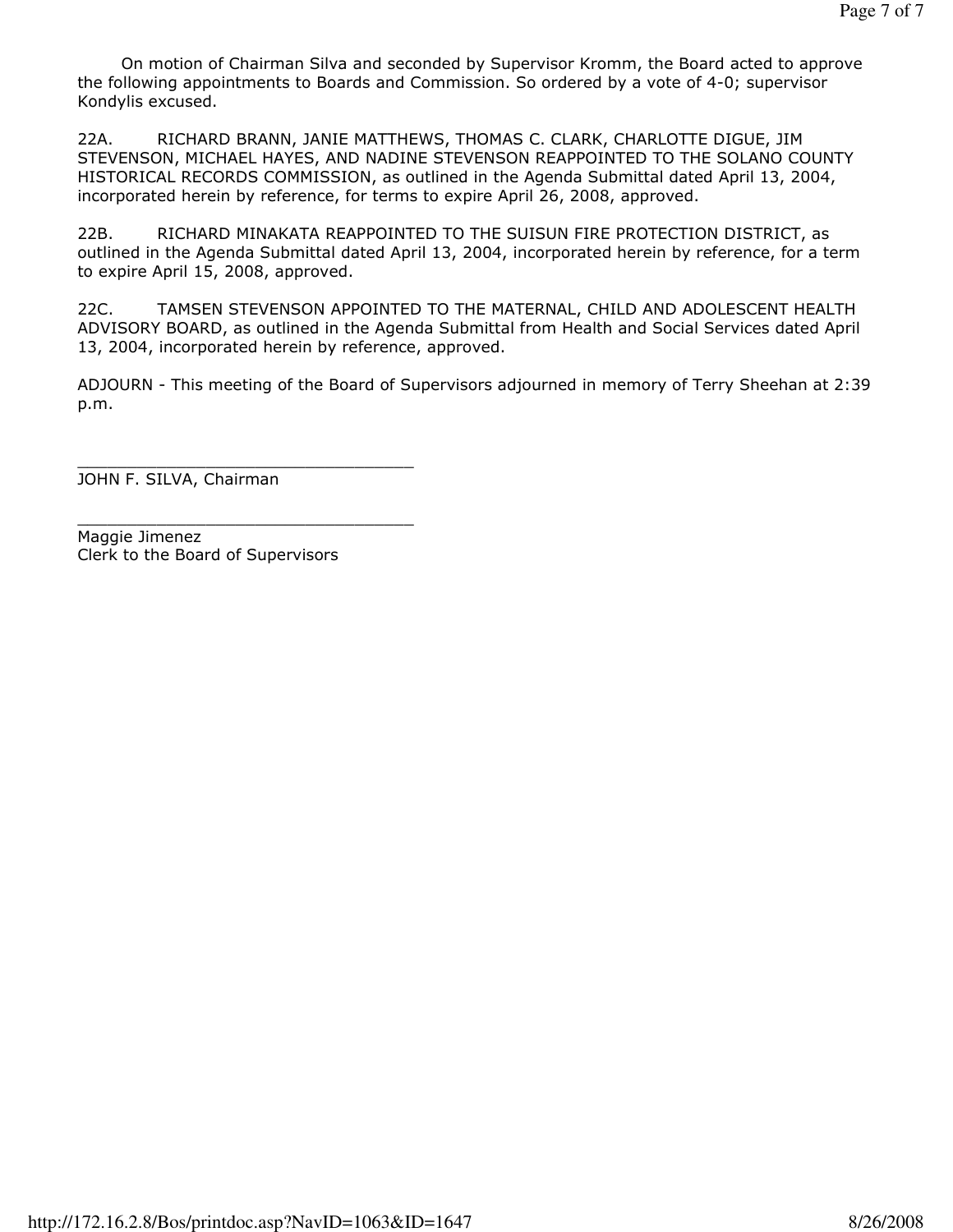On motion of Chairman Silva and seconded by Supervisor Kromm, the Board acted to approve the following appointments to Boards and Commission. So ordered by a vote of 4-0; supervisor Kondylis excused.

22A. RICHARD BRANN, JANIE MATTHEWS, THOMAS C. CLARK, CHARLOTTE DIGUE, JIM STEVENSON, MICHAEL HAYES, AND NADINE STEVENSON REAPPOINTED TO THE SOLANO COUNTY HISTORICAL RECORDS COMMISSION, as outlined in the Agenda Submittal dated April 13, 2004, incorporated herein by reference, for terms to expire April 26, 2008, approved.

22B. RICHARD MINAKATA REAPPOINTED TO THE SUISUN FIRE PROTECTION DISTRICT, as outlined in the Agenda Submittal dated April 13, 2004, incorporated herein by reference, for a term to expire April 15, 2008, approved.

22C. TAMSEN STEVENSON APPOINTED TO THE MATERNAL, CHILD AND ADOLESCENT HEALTH ADVISORY BOARD, as outlined in the Agenda Submittal from Health and Social Services dated April 13, 2004, incorporated herein by reference, approved.

ADJOURN - This meeting of the Board of Supervisors adjourned in memory of Terry Sheehan at 2:39 p.m.

\_\_\_\_\_\_\_\_\_\_\_\_\_\_\_\_\_\_\_\_\_\_\_\_\_\_\_\_\_\_\_\_\_\_

JOHN F. SILVA, Chairman

\_\_\_\_\_\_\_\_\_\_\_\_\_\_\_\_\_\_\_\_\_\_\_\_\_\_\_\_\_\_\_\_\_\_

Maggie Jimenez
Clerk to the Board of Supervisors